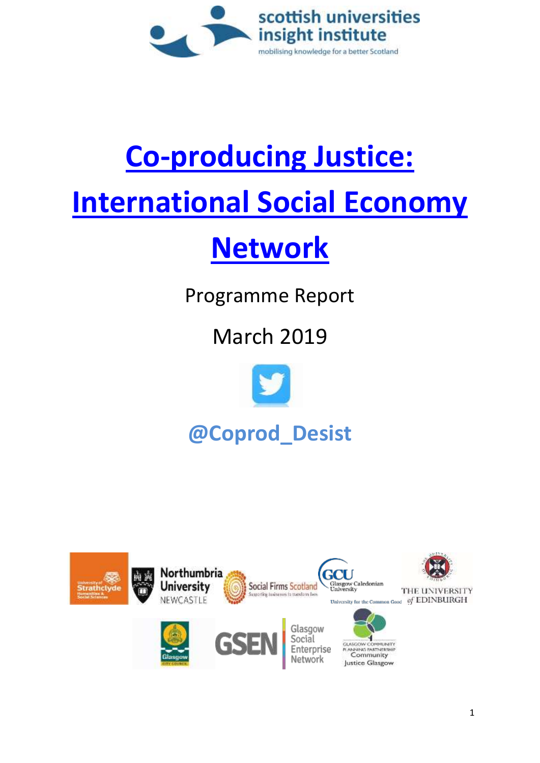scottish universities insight institute

mobilising knowledge for a better Scotland

# Co-producing Justice: International Social Economy Network

Programme Report

March 2019

@Coprod_Desist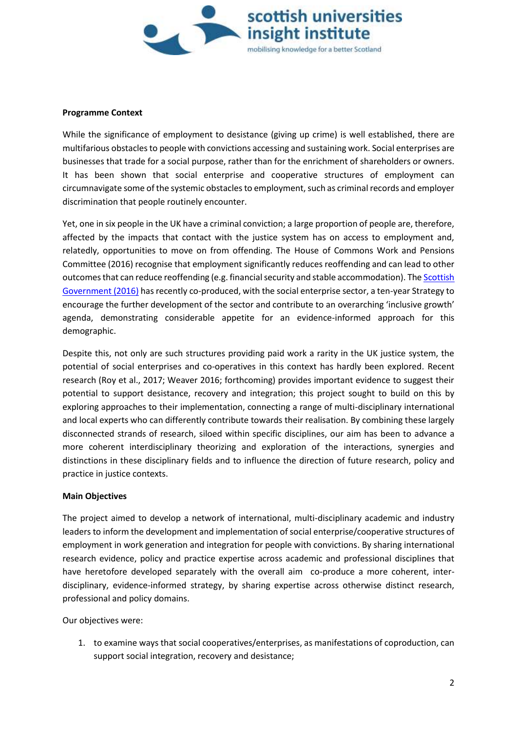**Programme Context**

While the significance of employment to desistance (giving up crime) is well established, there are multifarious obstacles to people with convictions accessing and sustaining work. Social enterprises are businesses that trade for a social purpose, rather than for the enrichment of shareholders or owners. It has been shown that social enterprise and cooperative structures of employment can circumnavigate some of the systemic obstacles to employment, such as criminal records and employer discrimination that people routinely encounter.

Yet, one in six people in the UK have a criminal conviction; a large proportion of people are, therefore, affected by the impacts that contact with the justice system has on access to employment and, relatedly, opportunities to move on from offending. The House of Commons Work and Pensions Committee (2016) recognise that employment significantly reduces reoffending and can lead to other outcomes that can reduce reoffending (e.g. financial security and stable accommodation). The Scottish Government (2016) has recently co-produced, with the social enterprise sector, a ten-year Strategy to encourage the further development of the sector and contribute to an overarching 'inclusive growth' agenda, demonstrating considerable appetite for an evidence-informed approach for this demographic.

Despite this, not only are such structures providing paid work a rarity in the UK justice system, the potential of social enterprises and co-operatives in this context has hardly been explored. Recent research (Roy et al., 2017; Weaver 2016; forthcoming) provides important evidence to suggest their potential to support desistance, recovery and integration; this project sought to build on this by exploring approaches to their implementation, connecting a range of multi-disciplinary international and local experts who can differently contribute towards their realisation. By combining these largely disconnected strands of research, siloed within specific disciplines, our aim has been to advance a more coherent interdisciplinary theorizing and exploration of the interactions, synergies and distinctions in these disciplinary fields and to influence the direction of future research, policy and practice in justice contexts.

**Main Objectives**

The project aimed to develop a network of international, multi-disciplinary academic and industry leaders to inform the development and implementation of social enterprise/cooperative structures of employment in work generation and integration for people with convictions. By sharing international research evidence, policy and practice expertise across academic and professional disciplines that have heretofore developed separately with the overall aim co-produce a more coherent, inter-disciplinary, evidence-informed strategy, by sharing expertise across otherwise distinct research, professional and policy domains.

Our objectives were:

1. to examine ways that social cooperatives/enterprises, as manifestations of coproduction, can support social integration, recovery and desistance;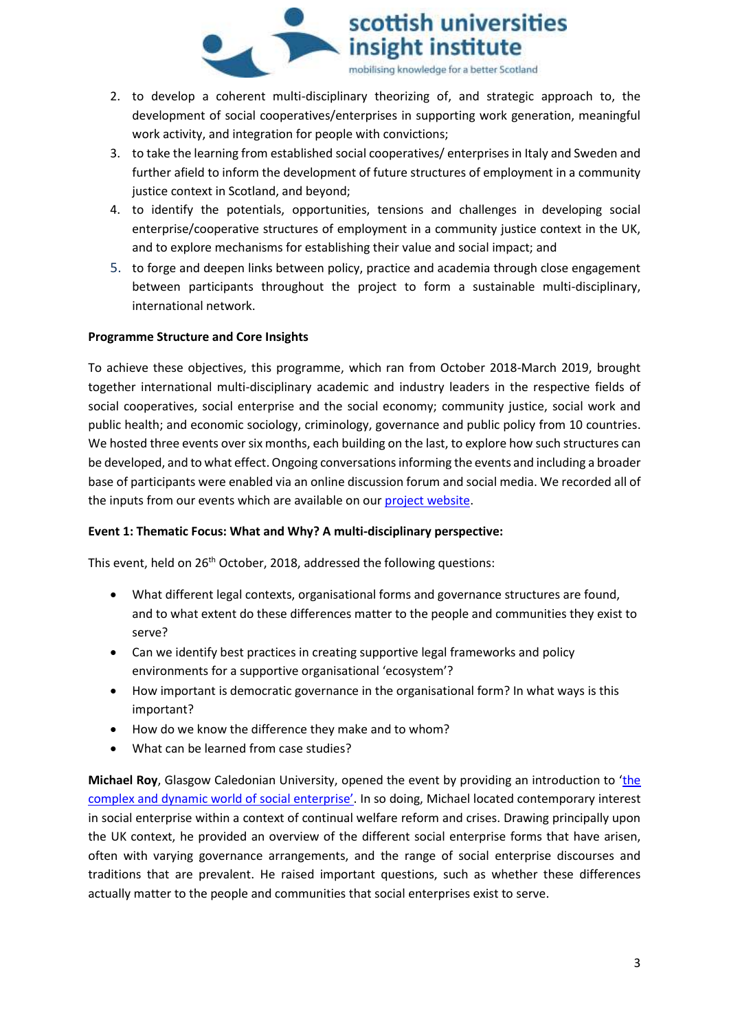2. to develop a coherent multi-disciplinary theorizing of, and strategic approach to, the development of social cooperatives/enterprises in supporting work generation, meaningful work activity, and integration for people with convictions;
3. to take the learning from established social cooperatives/ enterprises in Italy and Sweden and further afield to inform the development of future structures of employment in a community justice context in Scotland, and beyond;
4. to identify the potentials, opportunities, tensions and challenges in developing social enterprise/cooperative structures of employment in a community justice context in the UK, and to explore mechanisms for establishing their value and social impact; and
5. to forge and deepen links between policy, practice and academia through close engagement between participants throughout the project to form a sustainable multi-disciplinary, international network.

**Programme Structure and Core Insights**

To achieve these objectives, this programme, which ran from October 2018-March 2019, brought together international multi-disciplinary academic and industry leaders in the respective fields of social cooperatives, social enterprise and the social economy; community justice, social work and public health; and economic sociology, criminology, governance and public policy from 10 countries. We hosted three events over six months, each building on the last, to explore how such structures can be developed, and to what effect. Ongoing conversations informing the events and including a broader base of participants were enabled via an online discussion forum and social media. We recorded all of the inputs from our events which are available on our project website.

**Event 1: Thematic Focus: What and Why? A multi-disciplinary perspective:**

This event, held on 26th October, 2018, addressed the following questions:

- What different legal contexts, organisational forms and governance structures are found, and to what extent do these differences matter to the people and communities they exist to serve?
- Can we identify best practices in creating supportive legal frameworks and policy environments for a supportive organisational 'ecosystem'?
- How important is democratic governance in the organisational form? In what ways is this important?
- How do we know the difference they make and to whom?
- What can be learned from case studies?

**Michael Roy**, Glasgow Caledonian University, opened the event by providing an introduction to 'the complex and dynamic world of social enterprise'. In so doing, Michael located contemporary interest in social enterprise within a context of continual welfare reform and crises. Drawing principally upon the UK context, he provided an overview of the different social enterprise forms that have arisen, often with varying governance arrangements, and the range of social enterprise discourses and traditions that are prevalent. He raised important questions, such as whether these differences actually matter to the people and communities that social enterprises exist to serve.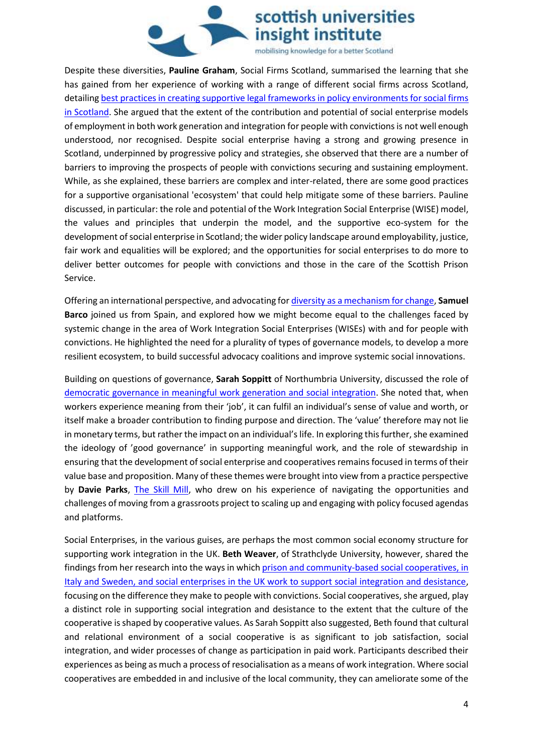Despite these diversities, **Pauline Graham**, Social Firms Scotland, summarised the learning that she has gained from her experience of working with a range of different social firms across Scotland, detailing best practices in creating supportive legal frameworks in policy environments for social firms in Scotland. She argued that the extent of the contribution and potential of social enterprise models of employment in both work generation and integration for people with convictions is not well enough understood, nor recognised. Despite social enterprise having a strong and growing presence in Scotland, underpinned by progressive policy and strategies, she observed that there are a number of barriers to improving the prospects of people with convictions securing and sustaining employment. While, as she explained, these barriers are complex and inter-related, there are some good practices for a supportive organisational 'ecosystem' that could help mitigate some of these barriers. Pauline discussed, in particular: the role and potential of the Work Integration Social Enterprise (WISE) model, the values and principles that underpin the model, and the supportive eco-system for the development of social enterprise in Scotland; the wider policy landscape around employability, justice, fair work and equalities will be explored; and the opportunities for social enterprises to do more to deliver better outcomes for people with convictions and those in the care of the Scottish Prison Service.

Offering an international perspective, and advocating for diversity as a mechanism for change, **Samuel Barco** joined us from Spain, and explored how we might become equal to the challenges faced by systemic change in the area of Work Integration Social Enterprises (WISEs) with and for people with convictions. He highlighted the need for a plurality of types of governance models, to develop a more resilient ecosystem, to build successful advocacy coalitions and improve systemic social innovations.

Building on questions of governance, **Sarah Soppitt** of Northumbria University, discussed the role of democratic governance in meaningful work generation and social integration. She noted that, when workers experience meaning from their 'job', it can fulfil an individual's sense of value and worth, or itself make a broader contribution to finding purpose and direction. The 'value' therefore may not lie in monetary terms, but rather the impact on an individual's life. In exploring this further, she examined the ideology of 'good governance' in supporting meaningful work, and the role of stewardship in ensuring that the development of social enterprise and cooperatives remains focused in terms of their value base and proposition. Many of these themes were brought into view from a practice perspective by **Davie Parks**, The Skill Mill, who drew on his experience of navigating the opportunities and challenges of moving from a grassroots project to scaling up and engaging with policy focused agendas and platforms.

Social Enterprises, in the various guises, are perhaps the most common social economy structure for supporting work integration in the UK. **Beth Weaver**, of Strathclyde University, however, shared the findings from her research into the ways in which prison and community-based social cooperatives, in Italy and Sweden, and social enterprises in the UK work to support social integration and desistance, focusing on the difference they make to people with convictions. Social cooperatives, she argued, play a distinct role in supporting social integration and desistance to the extent that the culture of the cooperative is shaped by cooperative values. As Sarah Soppitt also suggested, Beth found that cultural and relational environment of a social cooperative is as significant to job satisfaction, social integration, and wider processes of change as participation in paid work. Participants described their experiences as being as much a process of resocialisation as a means of work integration. Where social cooperatives are embedded in and inclusive of the local community, they can ameliorate some of the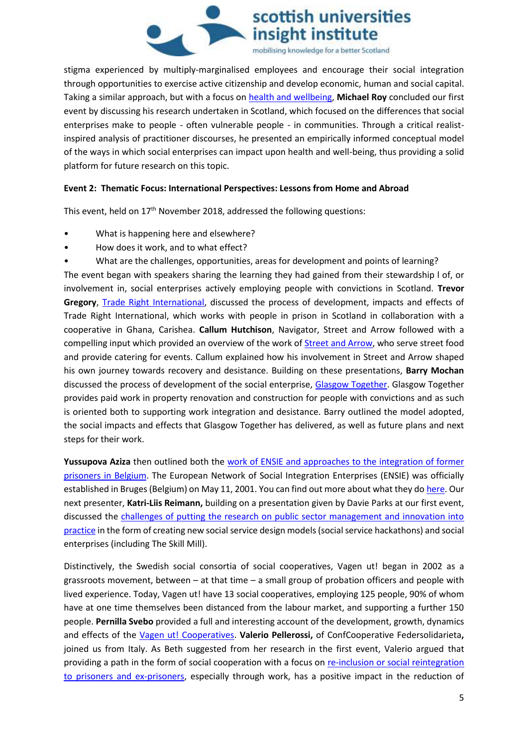stigma experienced by multiply-marginalised employees and encourage their social integration through opportunities to exercise active citizenship and develop economic, human and social capital. Taking a similar approach, but with a focus on health and wellbeing, **Michael Roy** concluded our first event by discussing his research undertaken in Scotland, which focused on the differences that social enterprises make to people - often vulnerable people - in communities. Through a critical realist-inspired analysis of practitioner discourses, he presented an empirically informed conceptual model of the ways in which social enterprises can impact upon health and well-being, thus providing a solid platform for future research on this topic.

**Event 2: Thematic Focus: International Perspectives: Lessons from Home and Abroad**

This event, held on 17th November 2018, addressed the following questions:

- What is happening here and elsewhere?
- How does it work, and to what effect?
- What are the challenges, opportunities, areas for development and points of learning?

The event began with speakers sharing the learning they had gained from their stewardship l of, or involvement in, social enterprises actively employing people with convictions in Scotland. **Trevor Gregory**, Trade Right International, discussed the process of development, impacts and effects of Trade Right International, which works with people in prison in Scotland in collaboration with a cooperative in Ghana, Carishea. **Callum Hutchison**, Navigator, Street and Arrow followed with a compelling input which provided an overview of the work of Street and Arrow, who serve street food and provide catering for events. Callum explained how his involvement in Street and Arrow shaped his own journey towards recovery and desistance. Building on these presentations, **Barry Mochan** discussed the process of development of the social enterprise, Glasgow Together. Glasgow Together provides paid work in property renovation and construction for people with convictions and as such is oriented both to supporting work integration and desistance. Barry outlined the model adopted, the social impacts and effects that Glasgow Together has delivered, as well as future plans and next steps for their work.

**Yussupova Aziza** then outlined both the work of ENSIE and approaches to the integration of former prisoners in Belgium. The European Network of Social Integration Enterprises (ENSIE) was officially established in Bruges (Belgium) on May 11, 2001. You can find out more about what they do here. Our next presenter, **Katri-Liis Reimann,** building on a presentation given by Davie Parks at our first event, discussed the challenges of putting the research on public sector management and innovation into practice in the form of creating new social service design models (social service hackathons) and social enterprises (including The Skill Mill).

Distinctively, the Swedish social consortia of social cooperatives, Vagen ut! began in 2002 as a grassroots movement, between – at that time – a small group of probation officers and people with lived experience. Today, Vagen ut! have 13 social cooperatives, employing 125 people, 90% of whom have at one time themselves been distanced from the labour market, and supporting a further 150 people. **Pernilla Svebo** provided a full and interesting account of the development, growth, dynamics and effects of the Vagen ut! Cooperatives. **Valerio Pellerossi,** of ConfCooperative Federsolidarieta**,** joined us from Italy. As Beth suggested from her research in the first event, Valerio argued that providing a path in the form of social cooperation with a focus on re-inclusion or social reintegration to prisoners and ex-prisoners, especially through work, has a positive impact in the reduction of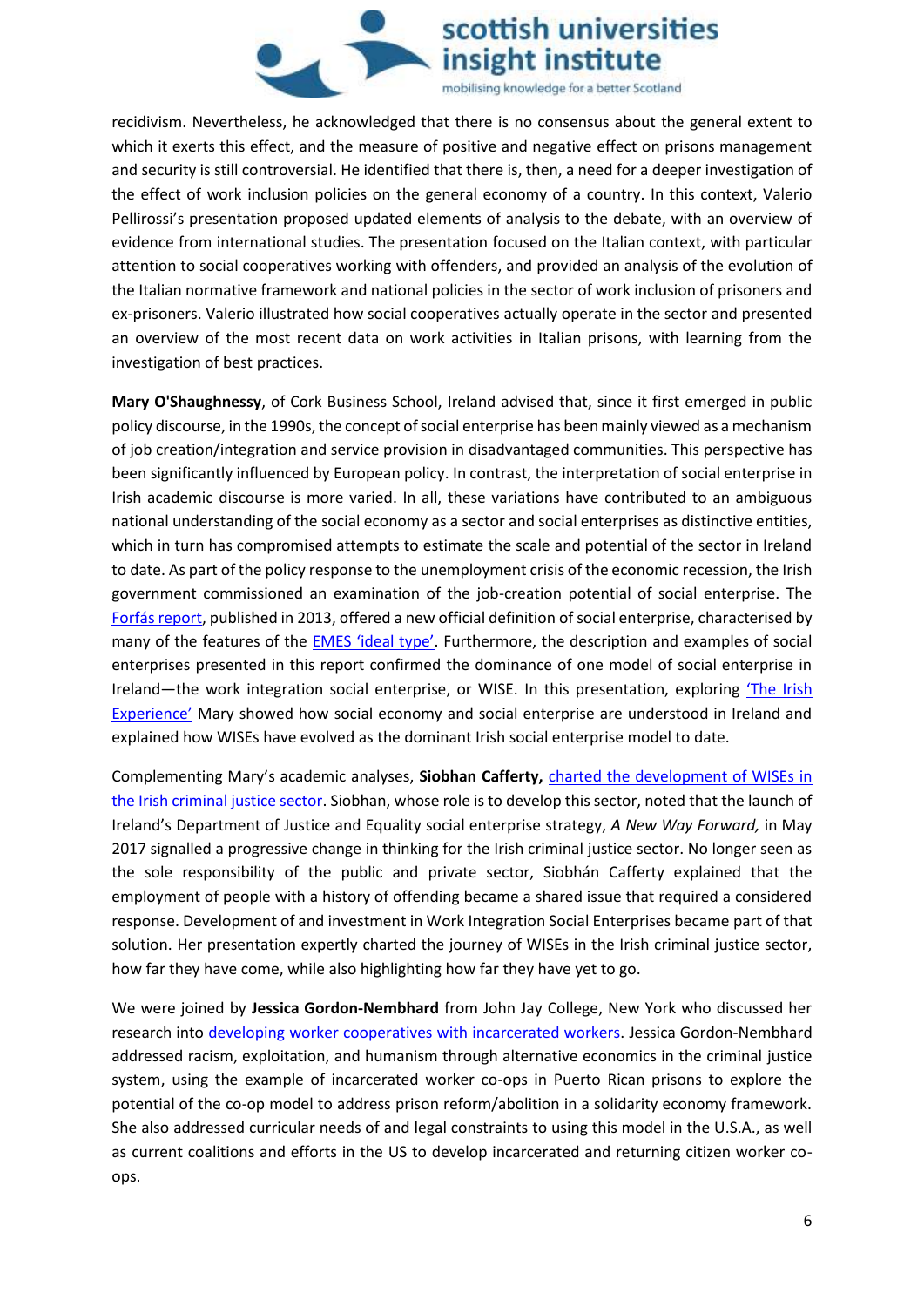recidivism. Nevertheless, he acknowledged that there is no consensus about the general extent to which it exerts this effect, and the measure of positive and negative effect on prisons management and security is still controversial. He identified that there is, then, a need for a deeper investigation of the effect of work inclusion policies on the general economy of a country. In this context, Valerio Pellirossi's presentation proposed updated elements of analysis to the debate, with an overview of evidence from international studies. The presentation focused on the Italian context, with particular attention to social cooperatives working with offenders, and provided an analysis of the evolution of the Italian normative framework and national policies in the sector of work inclusion of prisoners and ex-prisoners. Valerio illustrated how social cooperatives actually operate in the sector and presented an overview of the most recent data on work activities in Italian prisons, with learning from the investigation of best practices.

**Mary O'Shaughnessy**, of Cork Business School, Ireland advised that, since it first emerged in public policy discourse, in the 1990s, the concept of social enterprise has been mainly viewed as a mechanism of job creation/integration and service provision in disadvantaged communities. This perspective has been significantly influenced by European policy. In contrast, the interpretation of social enterprise in Irish academic discourse is more varied. In all, these variations have contributed to an ambiguous national understanding of the social economy as a sector and social enterprises as distinctive entities, which in turn has compromised attempts to estimate the scale and potential of the sector in Ireland to date. As part of the policy response to the unemployment crisis of the economic recession, the Irish government commissioned an examination of the job-creation potential of social enterprise. The Forfás report, published in 2013, offered a new official definition of social enterprise, characterised by many of the features of the EMES 'ideal type'. Furthermore, the description and examples of social enterprises presented in this report confirmed the dominance of one model of social enterprise in Ireland—the work integration social enterprise, or WISE. In this presentation, exploring 'The Irish Experience' Mary showed how social economy and social enterprise are understood in Ireland and explained how WISEs have evolved as the dominant Irish social enterprise model to date.

Complementing Mary's academic analyses, **Siobhan Cafferty,** charted the development of WISEs in the Irish criminal justice sector. Siobhan, whose role is to develop this sector, noted that the launch of Ireland's Department of Justice and Equality social enterprise strategy, *A New Way Forward,* in May 2017 signalled a progressive change in thinking for the Irish criminal justice sector. No longer seen as the sole responsibility of the public and private sector, Siobhán Cafferty explained that the employment of people with a history of offending became a shared issue that required a considered response. Development of and investment in Work Integration Social Enterprises became part of that solution. Her presentation expertly charted the journey of WISEs in the Irish criminal justice sector, how far they have come, while also highlighting how far they have yet to go.

We were joined by **Jessica Gordon-Nembhard** from John Jay College, New York who discussed her research into developing worker cooperatives with incarcerated workers. Jessica Gordon-Nembhard addressed racism, exploitation, and humanism through alternative economics in the criminal justice system, using the example of incarcerated worker co-ops in Puerto Rican prisons to explore the potential of the co-op model to address prison reform/abolition in a solidarity economy framework. She also addressed curricular needs of and legal constraints to using this model in the U.S.A., as well as current coalitions and efforts in the US to develop incarcerated and returning citizen worker co-ops.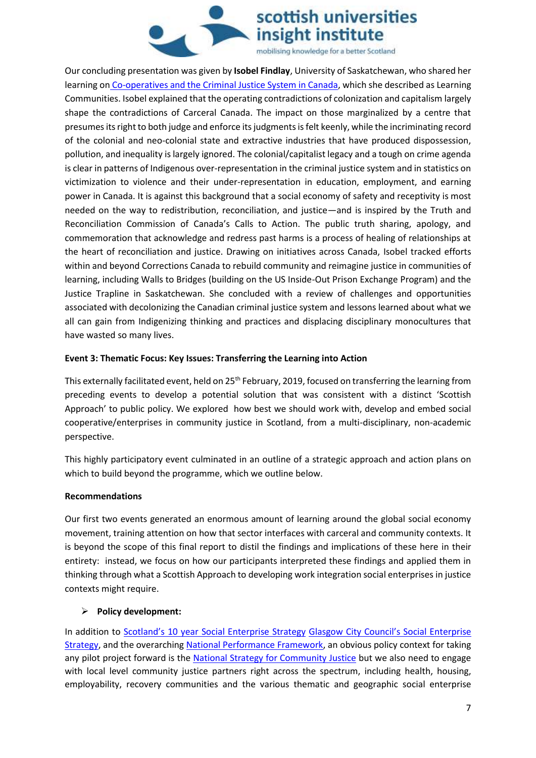Our concluding presentation was given by **Isobel Findlay**, University of Saskatchewan, who shared her learning on [Co-operatives and the Criminal Justice System in Canada](), which she described as Learning Communities. Isobel explained that the operating contradictions of colonization and capitalism largely shape the contradictions of Carceral Canada. The impact on those marginalized by a centre that presumes its right to both judge and enforce its judgments is felt keenly, while the incriminating record of the colonial and neo-colonial state and extractive industries that have produced dispossession, pollution, and inequality is largely ignored. The colonial/capitalist legacy and a tough on crime agenda is clear in patterns of Indigenous over-representation in the criminal justice system and in statistics on victimization to violence and their under-representation in education, employment, and earning power in Canada. It is against this background that a social economy of safety and receptivity is most needed on the way to redistribution, reconciliation, and justice—and is inspired by the Truth and Reconciliation Commission of Canada's Calls to Action. The public truth sharing, apology, and commemoration that acknowledge and redress past harms is a process of healing of relationships at the heart of reconciliation and justice. Drawing on initiatives across Canada, Isobel tracked efforts within and beyond Corrections Canada to rebuild community and reimagine justice in communities of learning, including Walls to Bridges (building on the US Inside-Out Prison Exchange Program) and the Justice Trapline in Saskatchewan. She concluded with a review of challenges and opportunities associated with decolonizing the Canadian criminal justice system and lessons learned about what we all can gain from Indigenizing thinking and practices and displacing disciplinary monocultures that have wasted so many lives.

**Event 3: Thematic Focus: Key Issues: Transferring the Learning into Action**

This externally facilitated event, held on 25th February, 2019, focused on transferring the learning from preceding events to develop a potential solution that was consistent with a distinct 'Scottish Approach' to public policy. We explored how best we should work with, develop and embed social cooperative/enterprises in community justice in Scotland, from a multi-disciplinary, non-academic perspective.

This highly participatory event culminated in an outline of a strategic approach and action plans on which to build beyond the programme, which we outline below.

**Recommendations**

Our first two events generated an enormous amount of learning around the global social economy movement, training attention on how that sector interfaces with carceral and community contexts. It is beyond the scope of this final report to distil the findings and implications of these here in their entirety: instead, we focus on how our participants interpreted these findings and applied them in thinking through what a Scottish Approach to developing work integration social enterprises in justice contexts might require.

- **Policy development:**

In addition to [Scotland's 10 year Social Enterprise Strategy]() [Glasgow City Council's Social Enterprise Strategy](), and the overarching [National Performance Framework](), an obvious policy context for taking any pilot project forward is the [National Strategy for Community Justice]() but we also need to engage with local level community justice partners right across the spectrum, including health, housing, employability, recovery communities and the various thematic and geographic social enterprise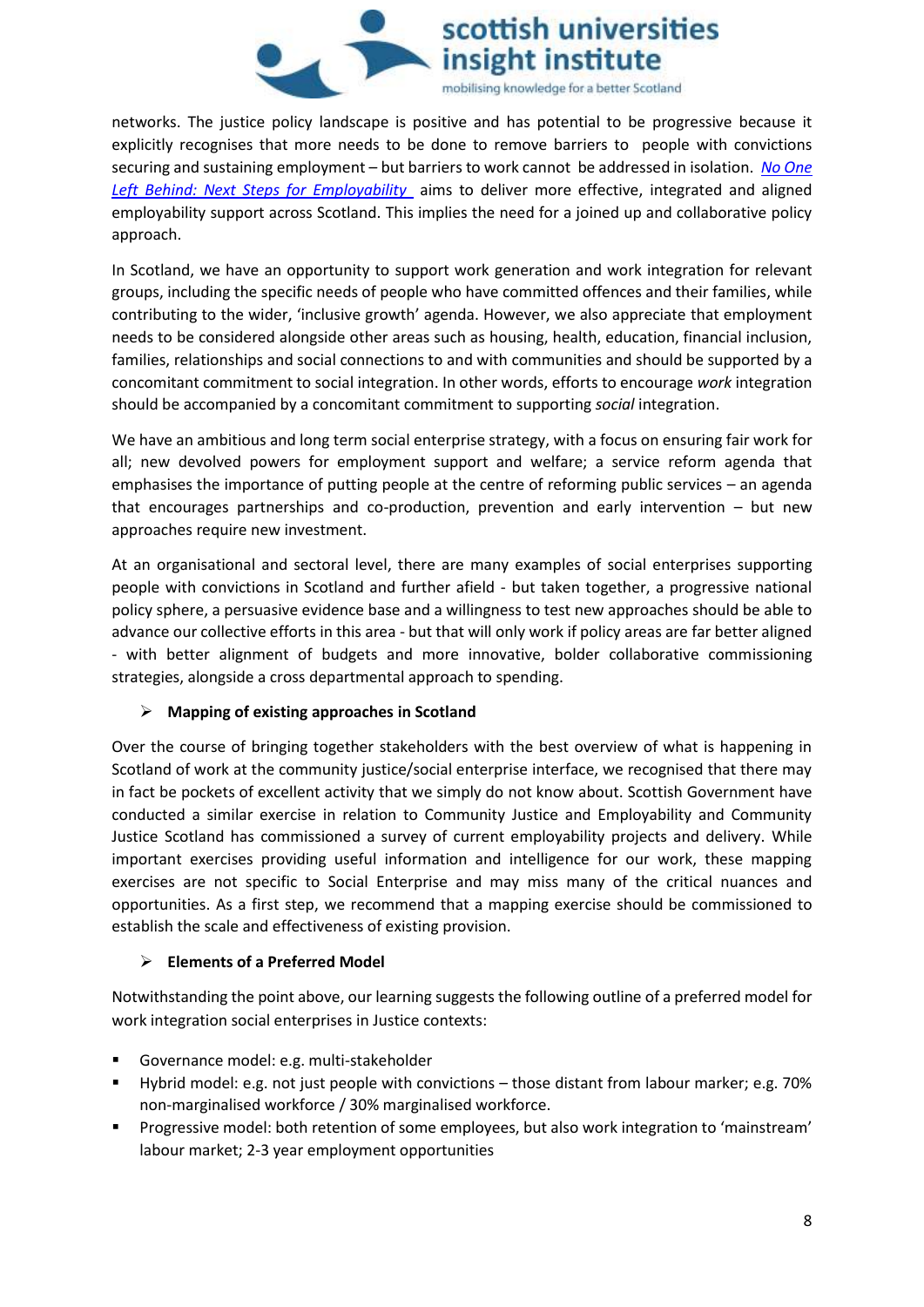networks. The justice policy landscape is positive and has potential to be progressive because it explicitly recognises that more needs to be done to remove barriers to people with convictions securing and sustaining employment – but barriers to work cannot be addressed in isolation. *No One Left Behind: Next Steps for Employability* aims to deliver more effective, integrated and aligned employability support across Scotland. This implies the need for a joined up and collaborative policy approach.

In Scotland, we have an opportunity to support work generation and work integration for relevant groups, including the specific needs of people who have committed offences and their families, while contributing to the wider, 'inclusive growth' agenda. However, we also appreciate that employment needs to be considered alongside other areas such as housing, health, education, financial inclusion, families, relationships and social connections to and with communities and should be supported by a concomitant commitment to social integration. In other words, efforts to encourage *work* integration should be accompanied by a concomitant commitment to supporting *social* integration.

We have an ambitious and long term social enterprise strategy, with a focus on ensuring fair work for all; new devolved powers for employment support and welfare; a service reform agenda that emphasises the importance of putting people at the centre of reforming public services – an agenda that encourages partnerships and co-production, prevention and early intervention – but new approaches require new investment.

At an organisational and sectoral level, there are many examples of social enterprises supporting people with convictions in Scotland and further afield - but taken together, a progressive national policy sphere, a persuasive evidence base and a willingness to test new approaches should be able to advance our collective efforts in this area - but that will only work if policy areas are far better aligned - with better alignment of budgets and more innovative, bolder collaborative commissioning strategies, alongside a cross departmental approach to spending.

- **Mapping of existing approaches in Scotland**

Over the course of bringing together stakeholders with the best overview of what is happening in Scotland of work at the community justice/social enterprise interface, we recognised that there may in fact be pockets of excellent activity that we simply do not know about. Scottish Government have conducted a similar exercise in relation to Community Justice and Employability and Community Justice Scotland has commissioned a survey of current employability projects and delivery. While important exercises providing useful information and intelligence for our work, these mapping exercises are not specific to Social Enterprise and may miss many of the critical nuances and opportunities. As a first step, we recommend that a mapping exercise should be commissioned to establish the scale and effectiveness of existing provision.

- **Elements of a Preferred Model**

Notwithstanding the point above, our learning suggests the following outline of a preferred model for work integration social enterprises in Justice contexts:

- Governance model: e.g. multi-stakeholder
- Hybrid model: e.g. not just people with convictions – those distant from labour marker; e.g. 70% non-marginalised workforce / 30% marginalised workforce.
- Progressive model: both retention of some employees, but also work integration to 'mainstream' labour market; 2-3 year employment opportunities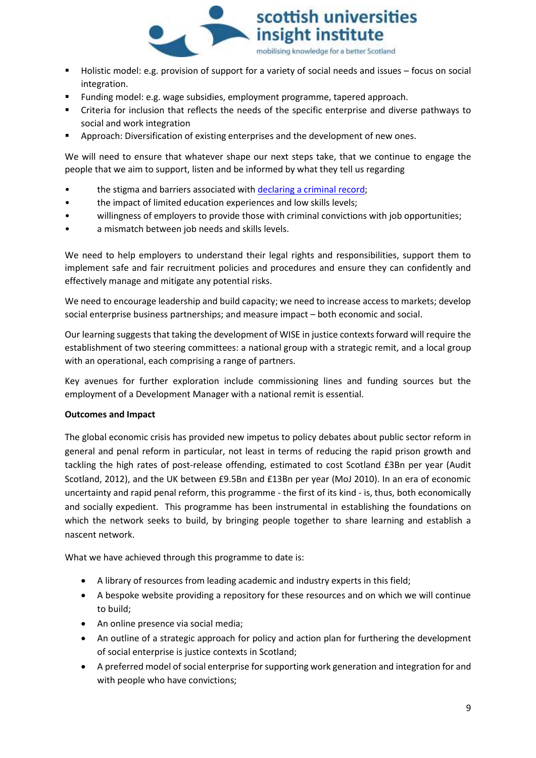- Holistic model: e.g. provision of support for a variety of social needs and issues – focus on social integration.
- Funding model: e.g. wage subsidies, employment programme, tapered approach.
- Criteria for inclusion that reflects the needs of the specific enterprise and diverse pathways to social and work integration
- Approach: Diversification of existing enterprises and the development of new ones.

We will need to ensure that whatever shape our next steps take, that we continue to engage the people that we aim to support, listen and be informed by what they tell us regarding

- the stigma and barriers associated with [declaring a criminal record](#);
- the impact of limited education experiences and low skills levels;
- willingness of employers to provide those with criminal convictions with job opportunities;
- a mismatch between job needs and skills levels.

We need to help employers to understand their legal rights and responsibilities, support them to implement safe and fair recruitment policies and procedures and ensure they can confidently and effectively manage and mitigate any potential risks.

We need to encourage leadership and build capacity; we need to increase access to markets; develop social enterprise business partnerships; and measure impact – both economic and social.

Our learning suggests that taking the development of WISE in justice contexts forward will require the establishment of two steering committees: a national group with a strategic remit, and a local group with an operational, each comprising a range of partners.

Key avenues for further exploration include commissioning lines and funding sources but the employment of a Development Manager with a national remit is essential.

**Outcomes and Impact**

The global economic crisis has provided new impetus to policy debates about public sector reform in general and penal reform in particular, not least in terms of reducing the rapid prison growth and tackling the high rates of post-release offending, estimated to cost Scotland £3Bn per year (Audit Scotland, 2012), and the UK between £9.5Bn and £13Bn per year (MoJ 2010). In an era of economic uncertainty and rapid penal reform, this programme - the first of its kind - is, thus, both economically and socially expedient. This programme has been instrumental in establishing the foundations on which the network seeks to build, by bringing people together to share learning and establish a nascent network.

What we have achieved through this programme to date is:

- A library of resources from leading academic and industry experts in this field;
- A bespoke website providing a repository for these resources and on which we will continue to build;
- An online presence via social media;
- An outline of a strategic approach for policy and action plan for furthering the development of social enterprise is justice contexts in Scotland;
- A preferred model of social enterprise for supporting work generation and integration for and with people who have convictions;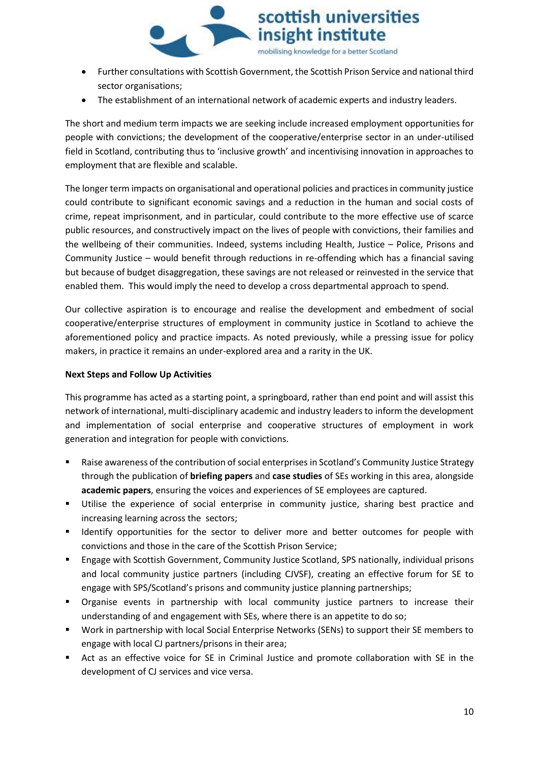- Further consultations with Scottish Government, the Scottish Prison Service and national third sector organisations;
- The establishment of an international network of academic experts and industry leaders.

The short and medium term impacts we are seeking include increased employment opportunities for people with convictions; the development of the cooperative/enterprise sector in an under-utilised field in Scotland, contributing thus to 'inclusive growth' and incentivising innovation in approaches to employment that are flexible and scalable.

The longer term impacts on organisational and operational policies and practices in community justice could contribute to significant economic savings and a reduction in the human and social costs of crime, repeat imprisonment, and in particular, could contribute to the more effective use of scarce public resources, and constructively impact on the lives of people with convictions, their families and the wellbeing of their communities. Indeed, systems including Health, Justice – Police, Prisons and Community Justice – would benefit through reductions in re-offending which has a financial saving but because of budget disaggregation, these savings are not released or reinvested in the service that enabled them. This would imply the need to develop a cross departmental approach to spend.

Our collective aspiration is to encourage and realise the development and embedment of social cooperative/enterprise structures of employment in community justice in Scotland to achieve the aforementioned policy and practice impacts. As noted previously, while a pressing issue for policy makers, in practice it remains an under-explored area and a rarity in the UK.

**Next Steps and Follow Up Activities**

This programme has acted as a starting point, a springboard, rather than end point and will assist this network of international, multi-disciplinary academic and industry leaders to inform the development and implementation of social enterprise and cooperative structures of employment in work generation and integration for people with convictions.

- Raise awareness of the contribution of social enterprises in Scotland's Community Justice Strategy through the publication of **briefing papers** and **case studies** of SEs working in this area, alongside **academic papers**, ensuring the voices and experiences of SE employees are captured.
- Utilise the experience of social enterprise in community justice, sharing best practice and increasing learning across the sectors;
- Identify opportunities for the sector to deliver more and better outcomes for people with convictions and those in the care of the Scottish Prison Service;
- Engage with Scottish Government, Community Justice Scotland, SPS nationally, individual prisons and local community justice partners (including CJVSF), creating an effective forum for SE to engage with SPS/Scotland's prisons and community justice planning partnerships;
- Organise events in partnership with local community justice partners to increase their understanding of and engagement with SEs, where there is an appetite to do so;
- Work in partnership with local Social Enterprise Networks (SENs) to support their SE members to engage with local CJ partners/prisons in their area;
- Act as an effective voice for SE in Criminal Justice and promote collaboration with SE in the development of CJ services and vice versa.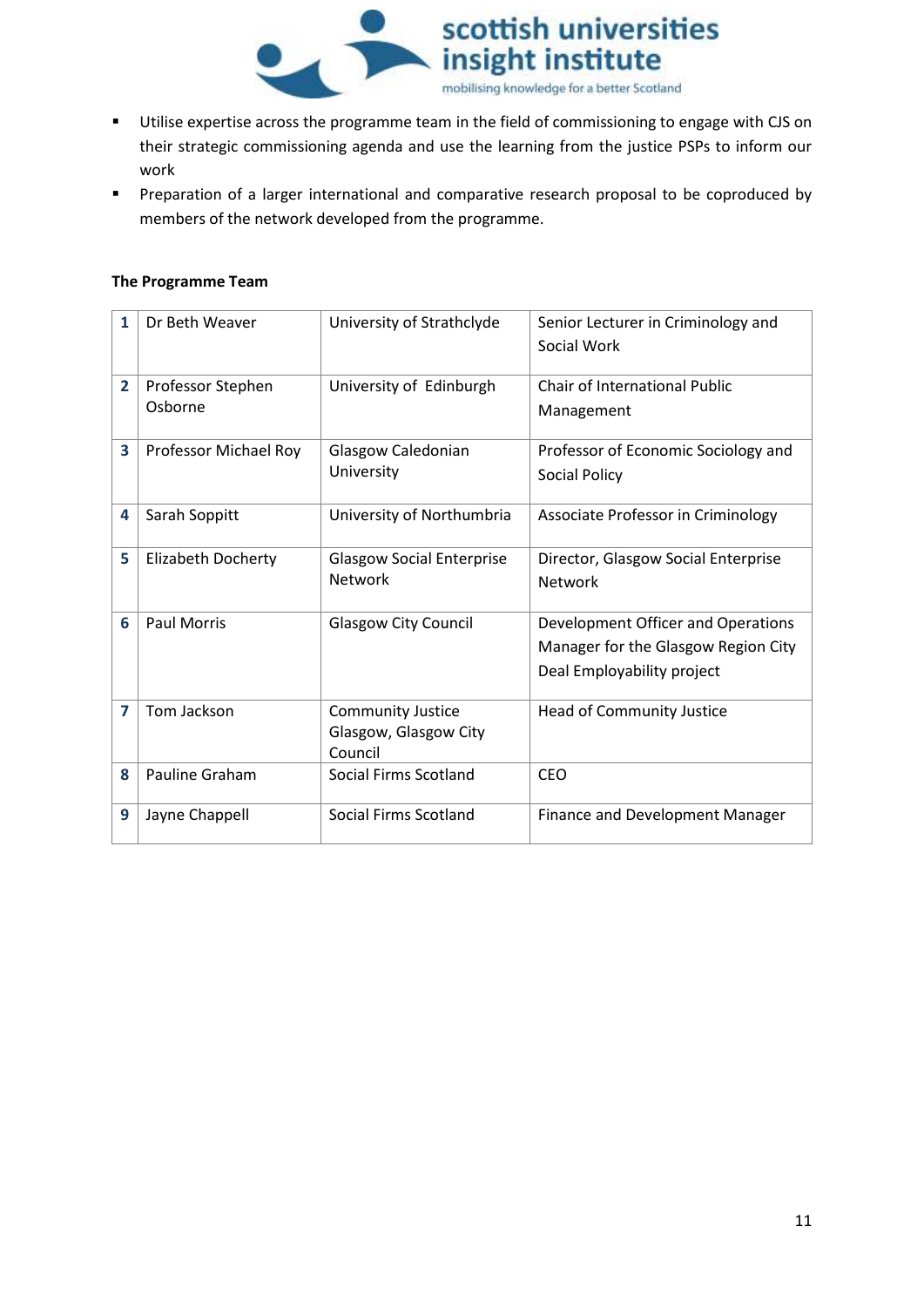- Utilise expertise across the programme team in the field of commissioning to engage with CJS on their strategic commissioning agenda and use the learning from the justice PSPs to inform our work
- Preparation of a larger international and comparative research proposal to be coproduced by members of the network developed from the programme.

**The Programme Team**

| | | | |
|---|---|---|---|
| 1 | Dr Beth Weaver | University of Strathclyde | Senior Lecturer in Criminology and Social Work |
| 2 | Professor Stephen Osborne | University of Edinburgh | Chair of International Public Management |
| 3 | Professor Michael Roy | Glasgow Caledonian University | Professor of Economic Sociology and Social Policy |
| 4 | Sarah Soppitt | University of Northumbria | Associate Professor in Criminology |
| 5 | Elizabeth Docherty | Glasgow Social Enterprise Network | Director, Glasgow Social Enterprise Network |
| 6 | Paul Morris | Glasgow City Council | Development Officer and Operations Manager for the Glasgow Region City Deal Employability project |
| 7 | Tom Jackson | Community Justice Glasgow, Glasgow City Council | Head of Community Justice |
| 8 | Pauline Graham | Social Firms Scotland | CEO |
| 9 | Jayne Chappell | Social Firms Scotland | Finance and Development Manager |